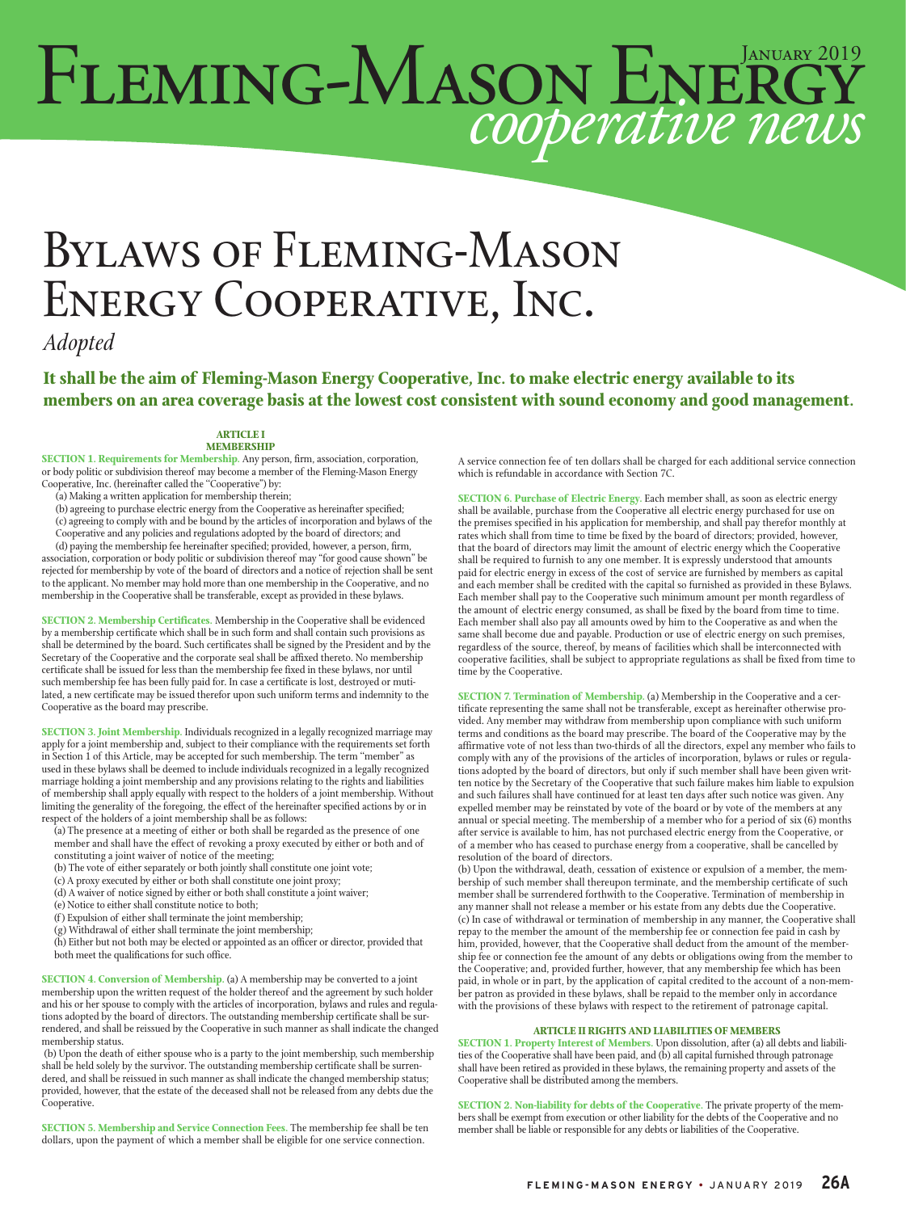# Fleming-Mason Energy

## *cooperative news*

# Bylaws of Fleming-Mason Energy Cooperative, Inc.

*Adopted*

**It shall be the aim of Fleming-Mason Energy Cooperative, Inc. to make electric energy available to its members on an area coverage basis at the lowest cost consistent with sound economy and good management.**

## ARTICLE I
## MEMBERSHIP

**SECTION 1. Requirements for Membership.** Any person, firm, association, corporation, or body politic or subdivision thereof may become a member of the Fleming-Mason Energy Cooperative, Inc. (hereinafter called the "Cooperative") by:

(a) Making a written application for membership therein;

(b) agreeing to purchase electric energy from the Cooperative as hereinafter specified;

(c) agreeing to comply with and be bound by the articles of incorporation and bylaws of the Cooperative and any policies and regulations adopted by the board of directors; and

(d) paying the membership fee hereinafter specified; provided, however, a person, firm, association, corporation or body politic or subdivision thereof may "for good cause shown" be rejected for membership by vote of the board of directors and a notice of rejection shall be sent to the applicant. No member may hold more than one membership in the Cooperative, and no membership in the Cooperative shall be transferable, except as provided in these bylaws.

**SECTION 2. Membership Certificates.** Membership in the Cooperative shall be evidenced by a membership certificate which shall be in such form and shall contain such provisions as shall be determined by the board. Such certificates shall be signed by the President and by the Secretary of the Cooperative and the corporate seal shall be affixed thereto. No membership certificate shall be issued for less than the membership fee fixed in these bylaws, nor until such membership fee has been fully paid for. In case a certificate is lost, destroyed or mutilated, a new certificate may be issued therefor upon such uniform terms and indemnity to the Cooperative as the board may prescribe.

**SECTION 3. Joint Membership.** Individuals recognized in a legally recognized marriage may apply for a joint membership and, subject to their compliance with the requirements set forth in Section 1 of this Article, may be accepted for such membership. The term "member" as used in these bylaws shall be deemed to include individuals recognized in a legally recognized marriage holding a joint membership and any provisions relating to the rights and liabilities of membership shall apply equally with respect to the holders of a joint membership. Without limiting the generality of the foregoing, the effect of the hereinafter specified actions by or in respect of the holders of a joint membership shall be as follows:

(a) The presence at a meeting of either or both shall be regarded as the presence of one member and shall have the effect of revoking a proxy executed by either or both and of constituting a joint waiver of notice of the meeting;

(b) The vote of either separately or both jointly shall constitute one joint vote;

(c) A proxy executed by either or both shall constitute one joint proxy;

(d) A waiver of notice signed by either or both shall constitute a joint waiver;

(e) Notice to either shall constitute notice to both;

(f) Expulsion of either shall terminate the joint membership;

(g) Withdrawal of either shall terminate the joint membership;

(h) Either but not both may be elected or appointed as an officer or director, provided that both meet the qualifications for such office.

**SECTION 4. Conversion of Membership.** (a) A membership may be converted to a joint membership upon the written request of the holder thereof and the agreement by such holder and his or her spouse to comply with the articles of incorporation, bylaws and rules and regulations adopted by the board of directors. The outstanding membership certificate shall be surrendered, and shall be reissued by the Cooperative in such manner as shall indicate the changed membership status.

(b) Upon the death of either spouse who is a party to the joint membership, such membership shall be held solely by the survivor. The outstanding membership certificate shall be surrendered, and shall be reissued in such manner as shall indicate the changed membership status; provided, however, that the estate of the deceased shall not be released from any debts due the Cooperative.

**SECTION 5. Membership and Service Connection Fees.** The membership fee shall be ten dollars, upon the payment of which a member shall be eligible for one service connection.

A service connection fee of ten dollars shall be charged for each additional service connection which is refundable in accordance with Section 7C.

**SECTION 6. Purchase of Electric Energy.** Each member shall, as soon as electric energy shall be available, purchase from the Cooperative all electric energy purchased for use on the premises specified in his application for membership, and shall pay therefor monthly at rates which shall from time to time be fixed by the board of directors; provided, however, that the board of directors may limit the amount of electric energy which the Cooperative shall be required to furnish to any one member. It is expressly understood that amounts paid for electric energy in excess of the cost of service are furnished by members as capital and each member shall be credited with the capital so furnished as provided in these Bylaws. Each member shall pay to the Cooperative such minimum amount per month regardless of the amount of electric energy consumed, as shall be fixed by the board from time to time. Each member shall also pay all amounts owed by him to the Cooperative as and when the same shall become due and payable. Production or use of electric energy on such premises, regardless of the source, thereof, by means of facilities which shall be interconnected with cooperative facilities, shall be subject to appropriate regulations as shall be fixed from time to time by the Cooperative.

**SECTION 7. Termination of Membership.** (a) Membership in the Cooperative and a certificate representing the same shall not be transferable, except as hereinafter otherwise provided. Any member may withdraw from membership upon compliance with such uniform terms and conditions as the board may prescribe. The board of the Cooperative may by the affirmative vote of not less than two-thirds of all the directors, expel any member who fails to comply with any of the provisions of the articles of incorporation, bylaws or rules or regulations adopted by the board of directors, but only if such member shall have been given written notice by the Secretary of the Cooperative that such failure makes him liable to expulsion and such failures shall have continued for at least ten days after such notice was given. Any expelled member may be reinstated by vote of the board or by vote of the members at any annual or special meeting. The membership of a member who for a period of six (6) months after service is available to him, has not purchased electric energy from the Cooperative, or of a member who has ceased to purchase energy from a cooperative, shall be cancelled by resolution of the board of directors.

(b) Upon the withdrawal, death, cessation of existence or expulsion of a member, the membership of such member shall thereupon terminate, and the membership certificate of such member shall be surrendered forthwith to the Cooperative. Termination of membership in any manner shall not release a member or his estate from any debts due the Cooperative.

(c) In case of withdrawal or termination of membership in any manner, the Cooperative shall repay to the member the amount of the membership fee or connection fee paid in cash by him, provided, however, that the Cooperative shall deduct from the amount of the membership fee or connection fee the amount of any debts or obligations owing from the member to the Cooperative; and, provided further, however, that any membership fee which has been paid, in whole or in part, by the application of capital credited to the account of a non-member patron as provided in these bylaws, shall be repaid to the member only in accordance with the provisions of these bylaws with respect to the retirement of patronage capital.

## ARTICLE II RIGHTS AND LIABILITIES OF MEMBERS

**SECTION 1. Property Interest of Members.** Upon dissolution, after (a) all debts and liabilities of the Cooperative shall have been paid, and (b) all capital furnished through patronage shall have been retired as provided in these bylaws, the remaining property and assets of the Cooperative shall be distributed among the members.

**SECTION 2. Non-liability for debts of the Cooperative.** The private property of the members shall be exempt from execution or other liability for the debts of the Cooperative and no member shall be liable or responsible for any debts or liabilities of the Cooperative.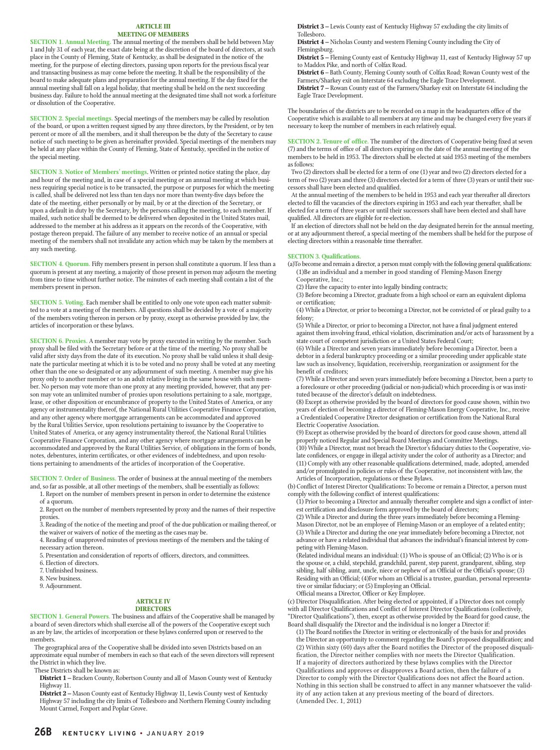## ARTICLE III
## MEETING OF MEMBERS

**SECTION 1. Annual Meeting.** The annual meeting of the members shall be held between May 1 and July 31 of each year, the exact date being at the discretion of the board of directors, at such place in the County of Fleming, State of Kentucky, as shall be designated in the notice of the meeting, for the purpose of electing directors, passing upon reports for the previous fiscal year and transacting business as may come before the meeting. It shall be the responsibility of the board to make adequate plans and preparation for the annual meeting. If the day fixed for the annual meeting shall fall on a legal holiday, that meeting shall be held on the next succeeding business day. Failure to hold the annual meeting at the designated time shall not work a forfeiture or dissolution of the Cooperative.

**SECTION 2. Special meetings.** Special meetings of the members may be called by resolution of the board, or upon a written request signed by any three directors, by the President, or by ten percent or more of all the members, and it shall thereupon be the duty of the Secretary to cause notice of such meeting to be given as hereinafter provided. Special meetings of the members may be held at any place within the County of Fleming, State of Kentucky, specified in the notice of the special meeting.

**SECTION 3. Notice of Members' meetings.** Written or printed notice stating the place, day and hour of the meeting and, in case of a special meeting or an annual meeting at which business requiring special notice is to be transacted, the purpose or purposes for which the meeting is called, shall be delivered not less than ten days nor more than twenty-five days before the date of the meeting, either personally or by mail, by or at the direction of the Secretary, or upon a default in duty by the Secretary, by the persons calling the meeting, to each member. If mailed, such notice shall be deemed to be delivered when deposited in the United States mail, addressed to the member at his address as it appears on the records of the Cooperative, with postage thereon prepaid. The failure of any member to receive notice of an annual or special meeting of the members shall not invalidate any action which may be taken by the members at any such meeting.

**SECTION 4. Quorum.** Fifty members present in person shall constitute a quorum. If less than a quorum is present at any meeting, a majority of those present in person may adjourn the meeting from time to time without further notice. The minutes of each meeting shall contain a list of the members present in person.

**SECTION 5. Voting.** Each member shall be entitled to only one vote upon each matter submitted to a vote at a meeting of the members. All questions shall be decided by a vote of a majority of the members voting thereon in person or by proxy, except as otherwise provided by law, the articles of incorporation or these bylaws.

**SECTION 6. Proxies.** A member may vote by proxy executed in writing by the member. Such proxy shall be filed with the Secretary before or at the time of the meeting. No proxy shall be valid after sixty days from the date of its execution. No proxy shall be valid unless it shall designate the particular meeting at which it is to be voted and no proxy shall be voted at any meeting other than the one so designated or any adjournment of such meeting. A member may give his proxy only to another member or to an adult relative living in the same house with such member. No person may vote more than one proxy at any meeting provided, however, that any person may vote an unlimited number of proxies upon resolutions pertaining to a sale, mortgage, lease, or other disposition or encumbrance of property to the United States of America, or any agency or instrumentality thereof, the National Rural Utilities Cooperative Finance Corporation, and any other agency where mortgage arrangements can be accommodated and approved by the Rural Utilities Service, upon resolutions pertaining to issuance by the Cooperative to United States of America, or any agency instrumentality thereof, the National Rural Utilities Cooperative Finance Corporation, and any other agency where mortgage arrangements can be accommodated and approved by the Rural Utilities Service, of obligations in the form of bonds, notes, debentures, interim certificates, or other evidences of indebtedness, and upon resolutions pertaining to amendments of the articles of incorporation of the Cooperative.

**SECTION 7. Order of Business.** The order of business at the annual meeting of the members and, so far as possible, at all other meetings of the members, shall be essentially as follows:

1. Report on the number of members present in person in order to determine the existence of a quorum.
2. Report on the number of members represented by proxy and the names of their respective proxies.
3. Reading of the notice of the meeting and proof of the due publication or mailing thereof, or the waiver or waivers of notice of the meeting as the cases may be.
4. Reading of unapproved minutes of previous meetings of the members and the taking of necessary action thereon.
5. Presentation and consideration of reports of officers, directors, and committees.
6. Election of directors.
7. Unfinished business.
8. New business.
9. Adjournment.

## ARTICLE IV
## DIRECTORS

**SECTION 1. General Powers.** The business and affairs of the Cooperative shall be managed by a board of seven directors which shall exercise all of the powers of the Cooperative except such as are by law, the articles of incorporation or these bylaws conferred upon or reserved to the members.

The geographical area of the Cooperative shall be divided into seven Districts based on an approximate equal number of members in each so that each of the seven directors will represent the District in which they live.

These Districts shall be known as:

**District 1 –** Bracken County, Robertson County and all of Mason County west of Kentucky Highway 11.

**District 2 –** Mason County east of Kentucky Highway 11, Lewis County west of Kentucky Highway 57 including the city limits of Tollesboro and Northern Fleming County including Mount Carmel, Foxport and Poplar Grove.

**District 3 –** Lewis County east of Kentucky Highway 57 excluding the city limits of Tollesboro.

**District 4 –** Nicholas County and western Fleming County including the City of Flemingsburg.

**District 5 –** Fleming County east of Kentucky Highway 11, east of Kentucky Highway 57 up to Maddox Pike, and north of Colfax Road.

**District 6 –** Bath County, Fleming County south of Colfax Road; Rowan County west of the Farmers/Sharkey exit on Interstate 64 excluding the Eagle Trace Development.

**District 7 –** Rowan County east of the Farmers/Sharkey exit on Interstate 64 including the Eagle Trace Development.

The boundaries of the districts are to be recorded on a map in the headquarters office of the Cooperative which is available to all members at any time and may be changed every five years if necessary to keep the number of members in each relatively equal.

**SECTION 2. Tenure of office.** The number of the directors of Cooperative being fixed at seven (7) and the terms of office of all directors expiring on the date of the annual meeting of the members to be held in 1953. The directors shall be elected at said 1953 meeting of the members as follows:

Two (2) directors shall be elected for a term of one (1) year and two (2) directors elected for a term of two (2) years and three (3) directors elected for a term of three (3) years or until their successors shall have been elected and qualified.

At the annual meeting of the members to be held in 1953 and each year thereafter all directors elected to fill the vacancies of the directors expiring in 1953 and each year thereafter, shall be elected for a term of three years or until their successors shall have been elected and shall have qualified. All directors are eligible for re-election.

If an election of directors shall not be held on the day designated herein for the annual meeting, or at any adjournment thereof, a special meeting of the members shall be held for the purpose of electing directors within a reasonable time thereafter.

**SECTION 3. Qualifications.**

(a)To become and remain a director, a person must comply with the following general qualifications:

(1)Be an individual and a member in good standing of Fleming-Mason Energy Cooperative, Inc.;

(2) Have the capacity to enter into legally binding contracts;

(3) Before becoming a Director, graduate from a high school or earn an equivalent diploma or certification;

(4) While a Director, or prior to becoming a Director, not be convicted of or plead guilty to a felony;

(5) While a Director, or prior to becoming a Director, not have a final judgment entered against them involving fraud, ethical violation, discrimination and/or acts of harassment by a state court of competent jurisdiction or a United States Federal Court;

(6) While a Director and seven years immediately before becoming a Director, been a debtor in a federal bankruptcy proceeding or a similar proceeding under applicable state law such as insolvency, liquidation, receivership, reorganization or assignment for the benefit of creditors;

(7) While a Director and seven years immediately before becoming a Director, been a party to a foreclosure or other proceeding (judicial or non-judicial) which proceeding is or was instituted because of the director's default on indebtedness.

(8) Except as otherwise provided by the board of directors for good cause shown, within two years of election of becoming a director of Fleming-Mason Energy Cooperative, Inc., receive a Credentialed Cooperative Director designation or certification from the National Rural Electric Cooperative Association.

(9) Except as otherwise provided by the board of directors for good cause shown, attend all properly noticed Regular and Special Board Meetings and Committee Meetings.

(10) While a Director, must not breach the Director's fiduciary duties to the Cooperative, violate confidences, or engage in illegal activity under the color of authority as a Director; and

(11) Comply with any other reasonable qualifications determined, made, adopted, amended and/or promulgated in policies or rules of the Cooperative, not inconsistent with law, the Articles of Incorporation, regulations or these Bylaws.

(b) Conflict of Interest Director Qualifications: To become or remain a Director, a person must comply with the following conflict of interest qualifications:

(1) Prior to becoming a Director and annually thereafter complete and sign a conflict of interest certification and disclosure form approved by the board of directors;

(2) While a Director and during the three years immediately before becoming a Fleming-Mason Director, not be an employee of Fleming-Mason or an employee of a related entity;

(3) While a Director and during the one year immediately before becoming a Director, not advance or have a related individual that advances the individual's financial interest by competing with Fleming-Mason.

(Related individual means an individual: (1) Who is spouse of an Official; (2) Who is or is the spouse or, a child, stepchild, grandchild, parent, step parent, grandparent, sibling, step sibling, half sibling, aunt, uncle, niece or nephew of an Official or the Official's spouse; (3) Residing with an Official; (4)For whom an Official is a trustee, guardian, personal representative or similar fiduciary; or (5) Employing an Official.

Official means a Director, Officer or Key Employee.

(c) Director Disqualification. After being elected or appointed, if a Director does not comply with all Director Qualifications and Conflict of Interest Director Qualifications (collectively, "Director Qualifications"), then, except as otherwise provided by the Board for good cause, the Board shall disqualify the Director and the individual is no longer a Director if:

(1) The Board notifies the Director in writing or electronically of the basis for and provides the Director an opportunity to comment regarding the Board's proposed disqualification; and

(2) Within sixty (60) days after the Board notifies the Director of the proposed disqualification, the Director neither complies with nor meets the Director Qualification.

If a majority of directors authorized by these bylaws complies with the Director Qualifications and approves or disapproves a Board action, then the failure of a Director to comply with the Director Qualifications does not affect the Board action. Nothing in this section shall be construed to affect in any manner whatsoever the validity of any action taken at any previous meeting of the board of directors.

(Amended Dec. 1, 2011)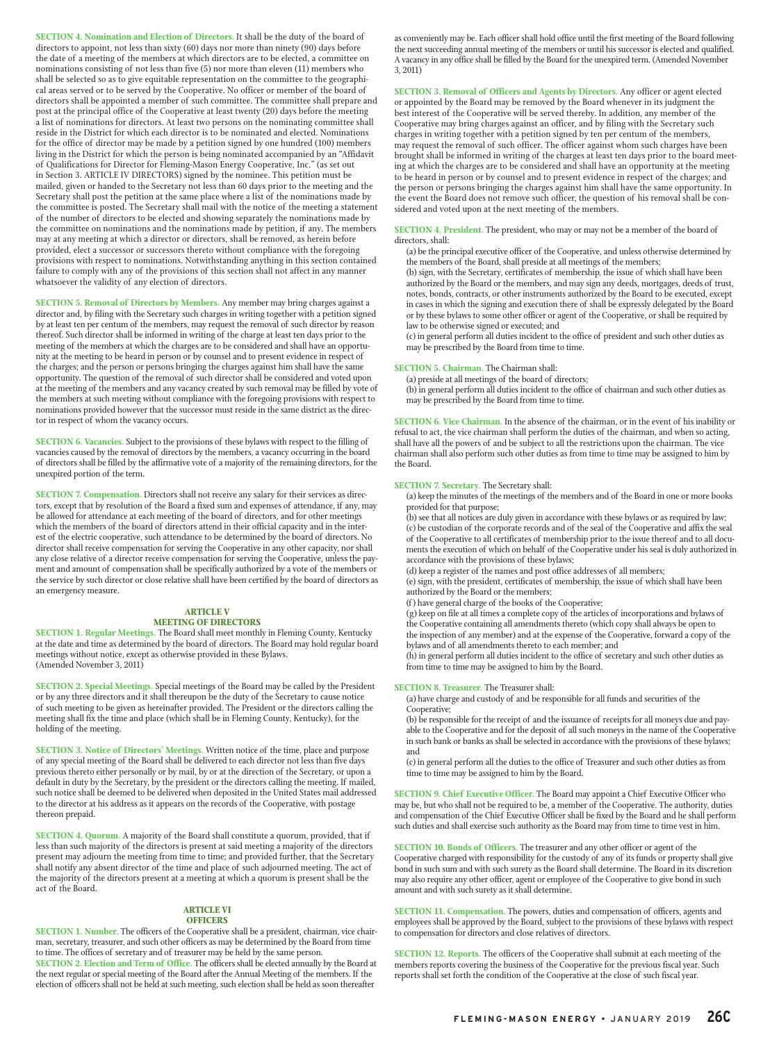**SECTION 4. Nomination and Election of Directors.** It shall be the duty of the board of directors to appoint, not less than sixty (60) days nor more than ninety (90) days before the date of a meeting of the members at which directors are to be elected, a committee on nominations consisting of not less than five (5) nor more than eleven (11) members who shall be selected so as to give equitable representation on the committee to the geographical areas served or to be served by the Cooperative. No officer or member of the board of directors shall be appointed a member of such committee. The committee shall prepare and post at the principal office of the Cooperative at least twenty (20) days before the meeting a list of nominations for directors. At least two persons on the nominating committee shall reside in the District for which each director is to be nominated and elected. Nominations for the office of director may be made by a petition signed by one hundred (100) members living in the District for which the person is being nominated accompanied by an "Affidavit of Qualifications for Director for Fleming-Mason Energy Cooperative, Inc." (as set out in Section 3. ARTICLE IV DIRECTORS) signed by the nominee. This petition must be mailed, given or handed to the Secretary not less than 60 days prior to the meeting and the Secretary shall post the petition at the same place where a list of the nominations made by the committee is posted. The Secretary shall mail with the notice of the meeting a statement of the number of directors to be elected and showing separately the nominations made by the committee on nominations and the nominations made by petition, if any. The members may at any meeting at which a director or directors, shall be removed, as herein before provided, elect a successor or successors thereto without compliance with the foregoing provisions with respect to nominations. Notwithstanding anything in this section contained failure to comply with any of the provisions of this section shall not affect in any manner whatsoever the validity of any election of directors.

**SECTION 5. Removal of Directors by Members.** Any member may bring charges against a director and, by filing with the Secretary such charges in writing together with a petition signed by at least ten per centum of the members, may request the removal of such director by reason thereof. Such director shall be informed in writing of the charge at least ten days prior to the meeting of the members at which the charges are to be considered and shall have an opportunity at the meeting to be heard in person or by counsel and to present evidence in respect of the charges; and the person or persons bringing the charges against him shall have the same opportunity. The question of the removal of such director shall be considered and voted upon at the meeting of the members and any vacancy created by such removal may be filled by vote of the members at such meeting without compliance with the foregoing provisions with respect to nominations provided however that the successor must reside in the same district as the director in respect of whom the vacancy occurs.

**SECTION 6. Vacancies.** Subject to the provisions of these bylaws with respect to the filling of vacancies caused by the removal of directors by the members, a vacancy occurring in the board of directors shall be filled by the affirmative vote of a majority of the remaining directors, for the unexpired portion of the term.

**SECTION 7. Compensation.** Directors shall not receive any salary for their services as directors, except that by resolution of the Board a fixed sum and expenses of attendance, if any, may be allowed for attendance at each meeting of the board of directors, and for other meetings which the members of the board of directors attend in their official capacity and in the interest of the electric cooperative, such attendance to be determined by the board of directors. No director shall receive compensation for serving the Cooperative in any other capacity, nor shall any close relative of a director receive compensation for serving the Cooperative, unless the payment and amount of compensation shall be specifically authorized by a vote of the members or the service by such director or close relative shall have been certified by the board of directors as an emergency measure.

## ARTICLE V
## MEETING OF DIRECTORS

**SECTION 1. Regular Meetings.** The Board shall meet monthly in Fleming County, Kentucky at the date and time as determined by the board of directors. The Board may hold regular board meetings without notice, except as otherwise provided in these Bylaws. (Amended November 3, 2011)

**SECTION 2. Special Meetings.** Special meetings of the Board may be called by the President or by any three directors and it shall thereupon be the duty of the Secretary to cause notice of such meeting to be given as hereinafter provided. The President or the directors calling the meeting shall fix the time and place (which shall be in Fleming County, Kentucky), for the holding of the meeting.

**SECTION 3. Notice of Directors' Meetings.** Written notice of the time, place and purpose of any special meeting of the Board shall be delivered to each director not less than five days previous thereto either personally or by mail, by or at the direction of the Secretary, or upon a default in duty by the Secretary, by the president or the directors calling the meeting. If mailed, such notice shall be deemed to be delivered when deposited in the United States mail addressed to the director at his address as it appears on the records of the Cooperative, with postage thereon prepaid.

**SECTION 4. Quorum.** A majority of the Board shall constitute a quorum, provided, that if less than such majority of the directors is present at said meeting a majority of the directors present may adjourn the meeting from time to time; and provided further, that the Secretary shall notify any absent director of the time and place of such adjourned meeting. The act of the majority of the directors present at a meeting at which a quorum is present shall be the act of the Board.

## ARTICLE VI
## OFFICERS

**SECTION 1. Number.** The officers of the Cooperative shall be a president, chairman, vice chairman, secretary, treasurer, and such other officers as may be determined by the Board from time to time. The offices of secretary and of treasurer may be held by the same person.

**SECTION 2. Election and Term of Office.** The officers shall be elected annually by the Board at the next regular or special meeting of the Board after the Annual Meeting of the members. If the election of officers shall not be held at such meeting, such election shall be held as soon thereafter as conveniently may be. Each officer shall hold office until the first meeting of the Board following the next succeeding annual meeting of the members or until his successor is elected and qualified. A vacancy in any office shall be filled by the Board for the unexpired term. (Amended November 3, 2011)

**SECTION 3. Removal of Officers and Agents by Directors.** Any officer or agent elected or appointed by the Board may be removed by the Board whenever in its judgment the best interest of the Cooperative will be served thereby. In addition, any member of the Cooperative may bring charges against an officer, and by filing with the Secretary such charges in writing together with a petition signed by ten per centum of the members, may request the removal of such officer. The officer against whom such charges have been brought shall be informed in writing of the charges at least ten days prior to the board meeting at which the charges are to be considered and shall have an opportunity at the meeting to be heard in person or by counsel and to present evidence in respect of the charges; and the person or persons bringing the charges against him shall have the same opportunity. In the event the Board does not remove such officer, the question of his removal shall be considered and voted upon at the next meeting of the members.

**SECTION 4. President.** The president, who may or may not be a member of the board of directors, shall:

(a) be the principal executive officer of the Cooperative, and unless otherwise determined by the members of the Board, shall preside at all meetings of the members;
(b) sign, with the Secretary, certificates of membership, the issue of which shall have been authorized by the Board or the members, and may sign any deeds, mortgages, deeds of trust, notes, bonds, contracts, or other instruments authorized by the Board to be executed, except in cases in which the signing and execution there of shall be expressly delegated by the Board or by these bylaws to some other officer or agent of the Cooperative, or shall be required by law to be otherwise signed or executed; and
(c) in general perform all duties incident to the office of president and such other duties as may be prescribed by the Board from time to time.

**SECTION 5. Chairman.** The Chairman shall:

(a) preside at all meetings of the board of directors;
(b) in general perform all duties incident to the office of chairman and such other duties as may be prescribed by the Board from time to time.

**SECTION 6. Vice Chairman.** In the absence of the chairman, or in the event of his inability or refusal to act, the vice chairman shall perform the duties of the chairman, and when so acting, shall have all the powers of and be subject to all the restrictions upon the chairman. The vice chairman shall also perform such other duties as from time to time may be assigned to him by the Board.

**SECTION 7. Secretary.** The Secretary shall:

(a) keep the minutes of the meetings of the members and of the Board in one or more books provided for that purpose;
(b) see that all notices are duly given in accordance with these bylaws or as required by law;
(c) be custodian of the corporate records and of the seal of the Cooperative and affix the seal of the Cooperative to all certificates of membership prior to the issue thereof and to all documents the execution of which on behalf of the Cooperative under his seal is duly authorized in accordance with the provisions of these bylaws;
(d) keep a register of the names and post office addresses of all members;
(e) sign, with the president, certificates of membership, the issue of which shall have been authorized by the Board or the members;
(f) have general charge of the books of the Cooperative;
(g) keep on file at all times a complete copy of the articles of incorporations and bylaws of the Cooperative containing all amendments thereto (which copy shall always be open to the inspection of any member) and at the expense of the Cooperative, forward a copy of the bylaws and of all amendments thereto to each member; and
(h) in general perform all duties incident to the office of secretary and such other duties as from time to time may be assigned to him by the Board.

**SECTION 8. Treasurer.** The Treasurer shall:

(a) have charge and custody of and be responsible for all funds and securities of the Cooperative;
(b) be responsible for the receipt of and the issuance of receipts for all moneys due and payable to the Cooperative and for the deposit of all such moneys in the name of the Cooperative in such bank or banks as shall be selected in accordance with the provisions of these bylaws; and
(c) in general perform all the duties to the office of Treasurer and such other duties as from time to time may be assigned to him by the Board.

**SECTION 9. Chief Executive Officer.** The Board may appoint a Chief Executive Officer who may be, but who shall not be required to be, a member of the Cooperative. The authority, duties and compensation of the Chief Executive Officer shall be fixed by the Board and he shall perform such duties and shall exercise such authority as the Board may from time to time vest in him.

**SECTION 10. Bonds of Officers.** The treasurer and any other officer or agent of the Cooperative charged with responsibility for the custody of any of its funds or property shall give bond in such sum and with such surety as the Board shall determine. The Board in its discretion may also require any other officer, agent or employee of the Cooperative to give bond in such amount and with such surety as it shall determine.

**SECTION 11. Compensation.** The powers, duties and compensation of officers, agents and employees shall be approved by the Board, subject to the provisions of these bylaws with respect to compensation for directors and close relatives of directors.

**SECTION 12. Reports.** The officers of the Cooperative shall submit at each meeting of the members reports covering the business of the Cooperative for the previous fiscal year. Such reports shall set forth the condition of the Cooperative at the close of such fiscal year.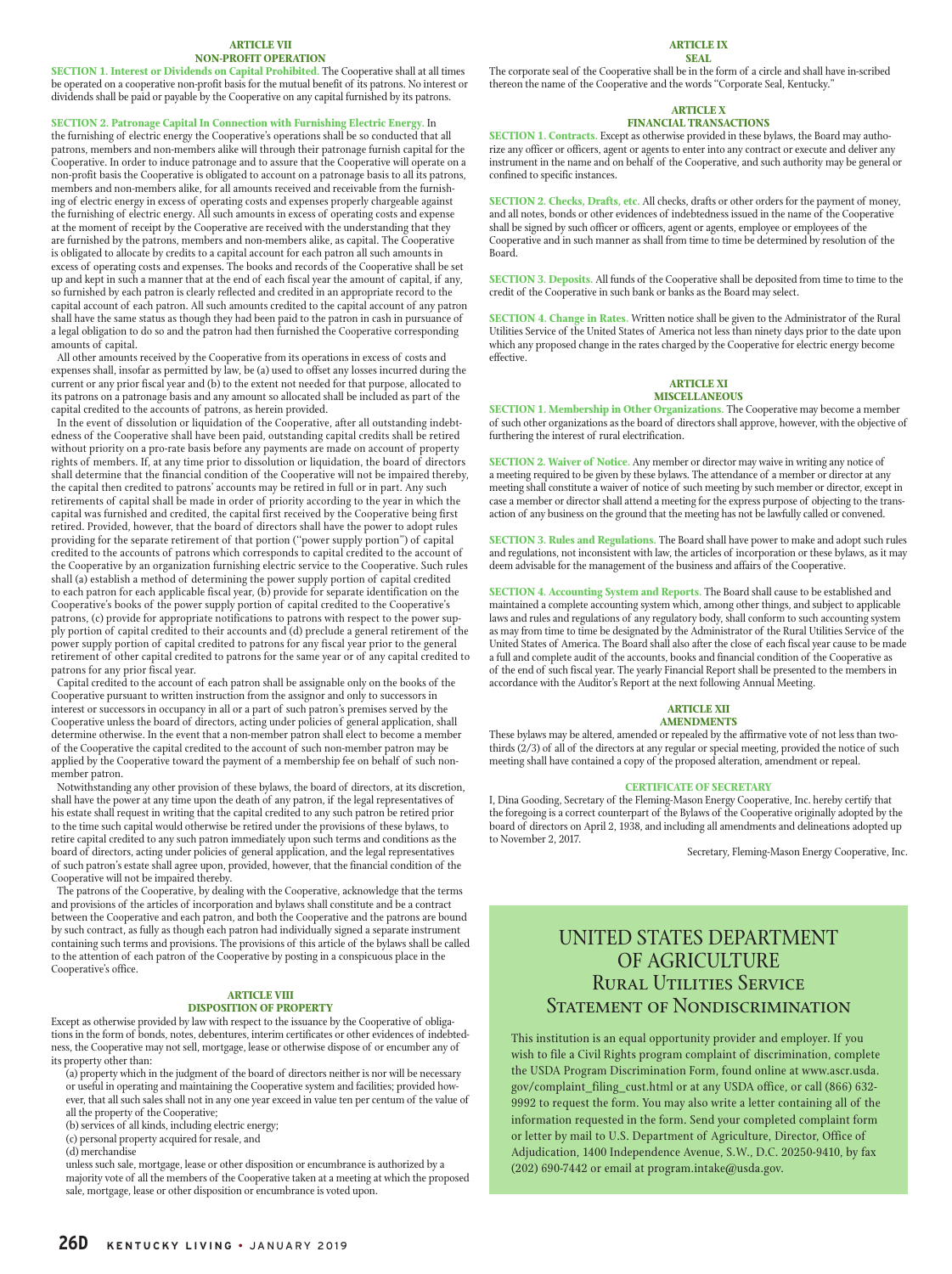## ARTICLE VII
## NON-PROFIT OPERATION

**SECTION 1. Interest or Dividends on Capital Prohibited.** The Cooperative shall at all times be operated on a cooperative non-profit basis for the mutual benefit of its patrons. No interest or dividends shall be paid or payable by the Cooperative on any capital furnished by its patrons.

**SECTION 2. Patronage Capital In Connection with Furnishing Electric Energy.** In the furnishing of electric energy the Cooperative's operations shall be so conducted that all patrons, members and non-members alike will through their patronage furnish capital for the Cooperative. In order to induce patronage and to assure that the Cooperative will operate on a non-profit basis the Cooperative is obligated to account on a patronage basis to all its patrons, members and non-members alike, for all amounts received and receivable from the furnishing of electric energy in excess of operating costs and expenses properly chargeable against the furnishing of electric energy. All such amounts in excess of operating costs and expense at the moment of receipt by the Cooperative are received with the understanding that they are furnished by the patrons, members and non-members alike, as capital. The Cooperative is obligated to allocate by credits to a capital account for each patron all such amounts in excess of operating costs and expenses. The books and records of the Cooperative shall be set up and kept in such a manner that at the end of each fiscal year the amount of capital, if any, so furnished by each patron is clearly reflected and credited in an appropriate record to the capital account of each patron. All such amounts credited to the capital account of any patron shall have the same status as though they had been paid to the patron in cash in pursuance of a legal obligation to do so and the patron had then furnished the Cooperative corresponding amounts of capital.

All other amounts received by the Cooperative from its operations in excess of costs and expenses shall, insofar as permitted by law, be (a) used to offset any losses incurred during the current or any prior fiscal year and (b) to the extent not needed for that purpose, allocated to its patrons on a patronage basis and any amount so allocated shall be included as part of the capital credited to the accounts of patrons, as herein provided.

In the event of dissolution or liquidation of the Cooperative, after all outstanding indebtedness of the Cooperative shall have been paid, outstanding capital credits shall be retired without priority on a pro-rate basis before any payments are made on account of property rights of members. If, at any time prior to dissolution or liquidation, the board of directors shall determine that the financial condition of the Cooperative will not be impaired thereby, the capital then credited to patrons' accounts may be retired in full or in part. Any such retirements of capital shall be made in order of priority according to the year in which the capital was furnished and credited, the capital first received by the Cooperative being first retired. Provided, however, that the board of directors shall have the power to adopt rules providing for the separate retirement of that portion ("power supply portion") of capital credited to the accounts of patrons which corresponds to capital credited to the account of the Cooperative by an organization furnishing electric service to the Cooperative. Such rules shall (a) establish a method of determining the power supply portion of capital credited to each patron for each applicable fiscal year, (b) provide for separate identification on the Cooperative's books of the power supply portion of capital credited to the Cooperative's patrons, (c) provide for appropriate notifications to patrons with respect to the power supply portion of capital credited to their accounts and (d) preclude a general retirement of the power supply portion of capital credited to patrons for any fiscal year prior to the general retirement of other capital credited to patrons for the same year or of any capital credited to patrons for any prior fiscal year.

Capital credited to the account of each patron shall be assignable only on the books of the Cooperative pursuant to written instruction from the assignor and only to successors in interest or successors in occupancy in all or a part of such patron's premises served by the Cooperative unless the board of directors, acting under policies of general application, shall determine otherwise. In the event that a non-member patron shall elect to become a member of the Cooperative the capital credited to the account of such non-member patron may be applied by the Cooperative toward the payment of a membership fee on behalf of such non-member patron.

Notwithstanding any other provision of these bylaws, the board of directors, at its discretion, shall have the power at any time upon the death of any patron, if the legal representatives of his estate shall request in writing that the capital credited to any such patron be retired prior to the time such capital would otherwise be retired under the provisions of these bylaws, to retire capital credited to any such patron immediately upon such terms and conditions as the board of directors, acting under policies of general application, and the legal representatives of such patron's estate shall agree upon, provided, however, that the financial condition of the Cooperative will not be impaired thereby.

The patrons of the Cooperative, by dealing with the Cooperative, acknowledge that the terms and provisions of the articles of incorporation and bylaws shall constitute and be a contract between the Cooperative and each patron, and both the Cooperative and the patrons are bound by such contract, as fully as though each patron had individually signed a separate instrument containing such terms and provisions. The provisions of this article of the bylaws shall be called to the attention of each patron of the Cooperative by posting in a conspicuous place in the Cooperative's office.

## ARTICLE VIII
## DISPOSITION OF PROPERTY

Except as otherwise provided by law with respect to the issuance by the Cooperative of obligations in the form of bonds, notes, debentures, interim certificates or other evidences of indebtedness, the Cooperative may not sell, mortgage, lease or otherwise dispose of or encumber any of its property other than:

(a) property which in the judgment of the board of directors neither is nor will be necessary or useful in operating and maintaining the Cooperative system and facilities; provided however, that all such sales shall not in any one year exceed in value ten per centum of the value of all the property of the Cooperative;

(b) services of all kinds, including electric energy;

(c) personal property acquired for resale, and

(d) merchandise

unless such sale, mortgage, lease or other disposition or encumbrance is authorized by a majority vote of all the members of the Cooperative taken at a meeting at which the proposed sale, mortgage, lease or other disposition or encumbrance is voted upon.

## ARTICLE IX
## SEAL

The corporate seal of the Cooperative shall be in the form of a circle and shall have in-scribed thereon the name of the Cooperative and the words "Corporate Seal, Kentucky."

## ARTICLE X
## FINANCIAL TRANSACTIONS

**SECTION 1. Contracts.** Except as otherwise provided in these bylaws, the Board may authorize any officer or officers, agent or agents to enter into any contract or execute and deliver any instrument in the name and on behalf of the Cooperative, and such authority may be general or confined to specific instances.

**SECTION 2. Checks, Drafts, etc.** All checks, drafts or other orders for the payment of money, and all notes, bonds or other evidences of indebtedness issued in the name of the Cooperative shall be signed by such officer or officers, agent or agents, employee or employees of the Cooperative and in such manner as shall from time to time be determined by resolution of the Board.

**SECTION 3. Deposits.** All funds of the Cooperative shall be deposited from time to time to the credit of the Cooperative in such bank or banks as the Board may select.

**SECTION 4. Change in Rates.** Written notice shall be given to the Administrator of the Rural Utilities Service of the United States of America not less than ninety days prior to the date upon which any proposed change in the rates charged by the Cooperative for electric energy become effective.

## ARTICLE XI
## MISCELLANEOUS

**SECTION 1. Membership in Other Organizations.** The Cooperative may become a member of such other organizations as the board of directors shall approve, however, with the objective of furthering the interest of rural electrification.

**SECTION 2. Waiver of Notice.** Any member or director may waive in writing any notice of a meeting required to be given by these bylaws. The attendance of a member or director at any meeting shall constitute a waiver of notice of such meeting by such member or director, except in case a member or director shall attend a meeting for the express purpose of objecting to the transaction of any business on the ground that the meeting has not be lawfully called or convened.

**SECTION 3. Rules and Regulations.** The Board shall have power to make and adopt such rules and regulations, not inconsistent with law, the articles of incorporation or these bylaws, as it may deem advisable for the management of the business and affairs of the Cooperative.

**SECTION 4. Accounting System and Reports.** The Board shall cause to be established and maintained a complete accounting system which, among other things, and subject to applicable laws and rules and regulations of any regulatory body, shall conform to such accounting system as may from time to time be designated by the Administrator of the Rural Utilities Service of the United States of America. The Board shall also after the close of each fiscal year cause to be made a full and complete audit of the accounts, books and financial condition of the Cooperative as of the end of such fiscal year. The yearly Financial Report shall be presented to the members in accordance with the Auditor's Report at the next following Annual Meeting.

## ARTICLE XII
## AMENDMENTS

These bylaws may be altered, amended or repealed by the affirmative vote of not less than two-thirds (2/3) of all of the directors at any regular or special meeting, provided the notice of such meeting shall have contained a copy of the proposed alteration, amendment or repeal.

### CERTIFICATE OF SECRETARY

I, Dina Gooding, Secretary of the Fleming-Mason Energy Cooperative, Inc. hereby certify that the foregoing is a correct counterpart of the Bylaws of the Cooperative originally adopted by the board of directors on April 2, 1938, and including all amendments and delineations adopted up to November 2, 2017.

Secretary, Fleming-Mason Energy Cooperative, Inc.

## UNITED STATES DEPARTMENT OF AGRICULTURE
## Rural Utilities Service
## Statement of Nondiscrimination

This institution is an equal opportunity provider and employer. If you wish to file a Civil Rights program complaint of discrimination, complete the USDA Program Discrimination Form, found online at www.ascr.usda.gov/complaint_filing_cust.html or at any USDA office, or call (866) 632-9992 to request the form. You may also write a letter containing all of the information requested in the form. Send your completed complaint form or letter by mail to U.S. Department of Agriculture, Director, Office of Adjudication, 1400 Independence Avenue, S.W., D.C. 20250-9410, by fax (202) 690-7442 or email at program.intake@usda.gov.